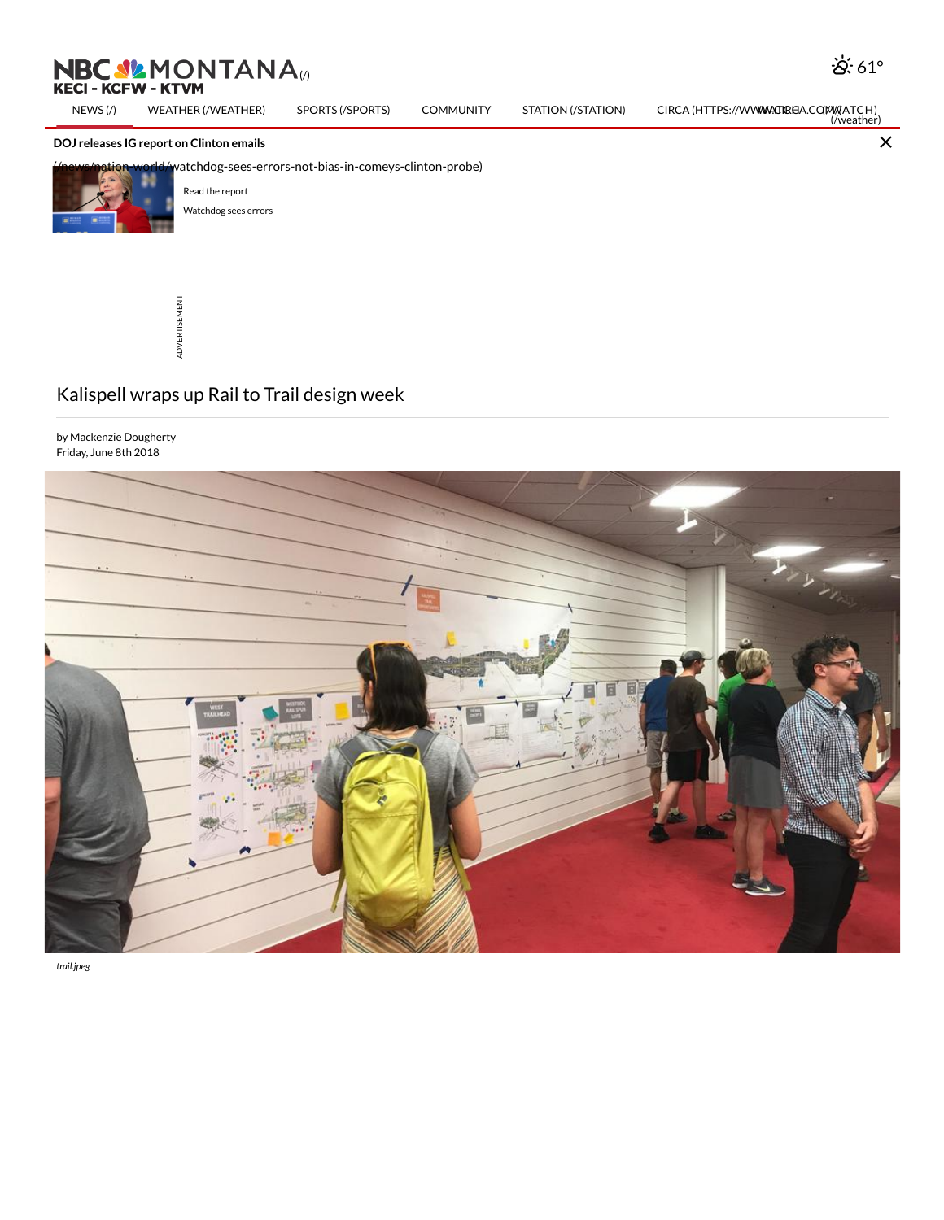NBC MONTANA (/)
KECI - KCFW - KTVM

61°

NEWS (/) WEATHER (/WEATHER) SPORTS (/SPORTS) COMMUNITY STATION (/STATION) CIRCA (HTTPS://WWW.CIRCA.COM) WATCH (/weather)

**DOJ releases IG report on Clinton emails**

(/news/nation-world/watchdog-sees-errors-not-bias-in-comeys-clinton-probe)

Read the report

Watchdog sees errors

ADVERTISEMENT

# Kalispell wraps up Rail to Trail design week

by Mackenzie Dougherty
Friday, June 8th 2018

*trail.jpeg*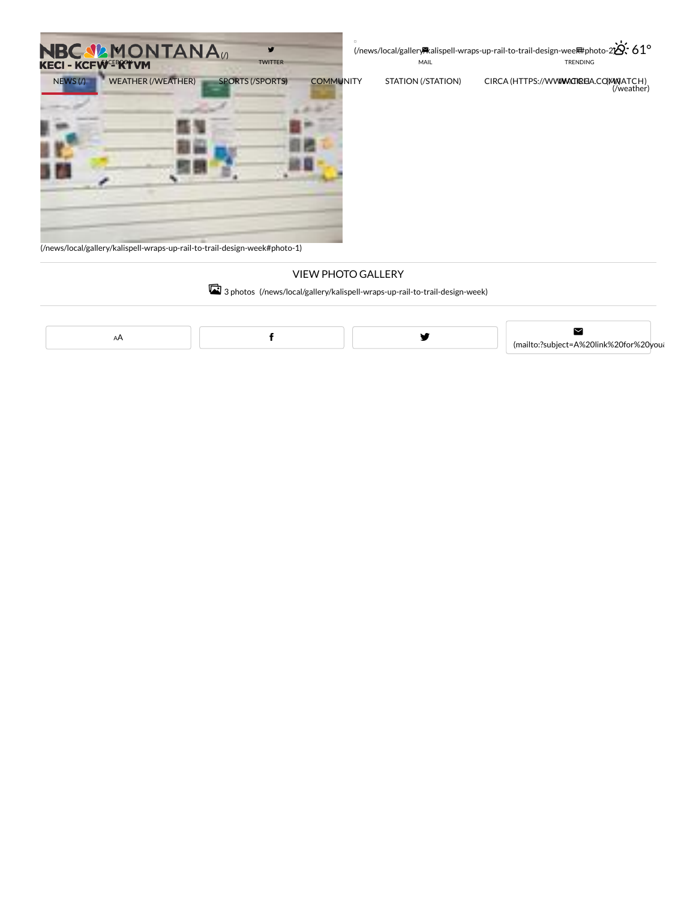(/news/local/gallery/kalispell-wraps-up-rail-to-trail-design-week#photo-1)

VIEW PHOTO GALLERY

3 photos (/news/local/gallery/kalispell-wraps-up-rail-to-trail-design-week)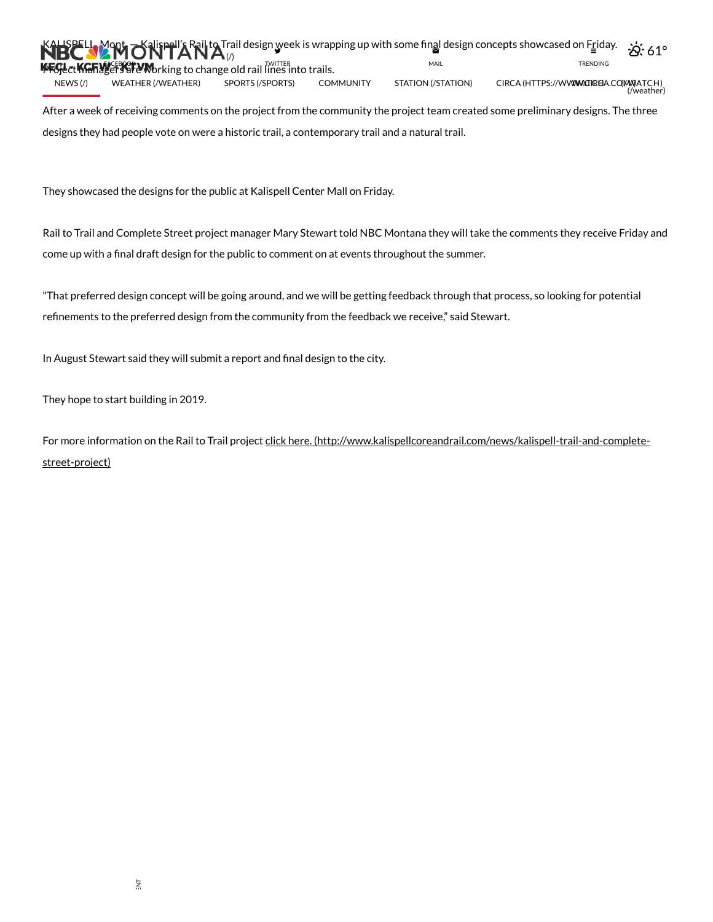KALISPELL, Mont. — Kalispell's Rail to Trail design week is wrapping up with some final design concepts showcased on Friday. Project managers are working to change old rail lines into trails.

After a week of receiving comments on the project from the community the project team created some preliminary designs. The three designs they had people vote on were a historic trail, a contemporary trail and a natural trail.

They showcased the designs for the public at Kalispell Center Mall on Friday.

Rail to Trail and Complete Street project manager Mary Stewart told NBC Montana they will take the comments they receive Friday and come up with a final draft design for the public to comment on at events throughout the summer.

"That preferred design concept will be going around, and we will be getting feedback through that process, so looking for potential refinements to the preferred design from the community from the feedback we receive," said Stewart.

In August Stewart said they will submit a report and final design to the city.

They hope to start building in 2019.

For more information on the Rail to Trail project click here. (http://www.kalispellcoreandrail.com/news/kalispell-trail-and-complete-street-project)